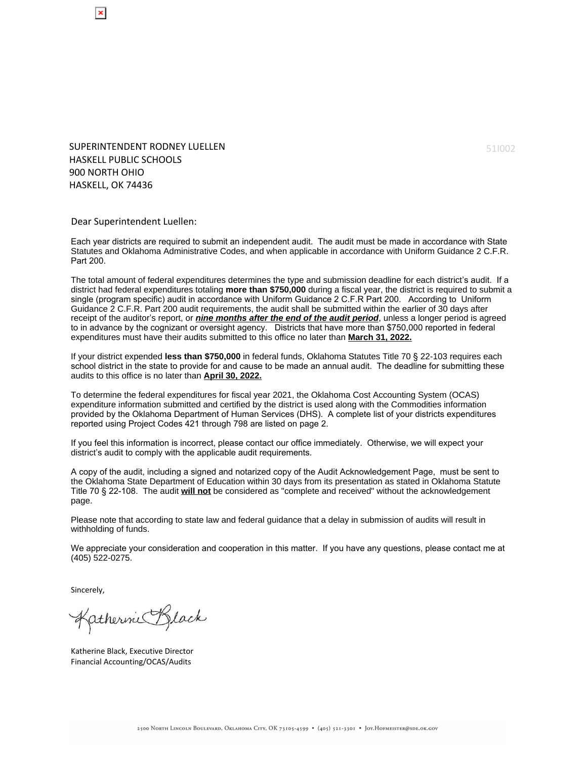SUPERINTENDENT RODNEY LUELLEN
HASKELL PUBLIC SCHOOLS
900 NORTH OHIO
HASKELL, OK 74436

51I002

Dear Superintendent Luellen:

Each year districts are required to submit an independent audit. The audit must be made in accordance with State Statutes and Oklahoma Administrative Codes, and when applicable in accordance with Uniform Guidance 2 C.F.R. Part 200.

The total amount of federal expenditures determines the type and submission deadline for each district's audit. If a district had federal expenditures totaling **more than $750,000** during a fiscal year, the district is required to submit a single (program specific) audit in accordance with Uniform Guidance 2 C.F.R Part 200. According to Uniform Guidance 2 C.F.R. Part 200 audit requirements, the audit shall be submitted within the earlier of 30 days after receipt of the auditor's report, or ***nine months after the end of the audit period***, unless a longer period is agreed to in advance by the cognizant or oversight agency. Districts that have more than $750,000 reported in federal expenditures must have their audits submitted to this office no later than **March 31, 2022.**

If your district expended **less than $750,000** in federal funds, Oklahoma Statutes Title 70 § 22-103 requires each school district in the state to provide for and cause to be made an annual audit. The deadline for submitting these audits to this office is no later than **April 30, 2022.**

To determine the federal expenditures for fiscal year 2021, the Oklahoma Cost Accounting System (OCAS) expenditure information submitted and certified by the district is used along with the Commodities information provided by the Oklahoma Department of Human Services (DHS). A complete list of your districts expenditures reported using Project Codes 421 through 798 are listed on page 2.

If you feel this information is incorrect, please contact our office immediately. Otherwise, we will expect your district's audit to comply with the applicable audit requirements.

A copy of the audit, including a signed and notarized copy of the Audit Acknowledgement Page, must be sent to the Oklahoma State Department of Education within 30 days from its presentation as stated in Oklahoma Statute Title 70 § 22-108. The audit **will not** be considered as "complete and received" without the acknowledgement page.

Please note that according to state law and federal guidance that a delay in submission of audits will result in withholding of funds.

We appreciate your consideration and cooperation in this matter. If you have any questions, please contact me at (405) 522-0275.

Sincerely,

Katherine Black

Katherine Black, Executive Director
Financial Accounting/OCAS/Audits

2500 North Lincoln Boulevard, Oklahoma City, OK 73105-4599 • (405) 521-3301 • Joy.Hofmeister@sde.ok.gov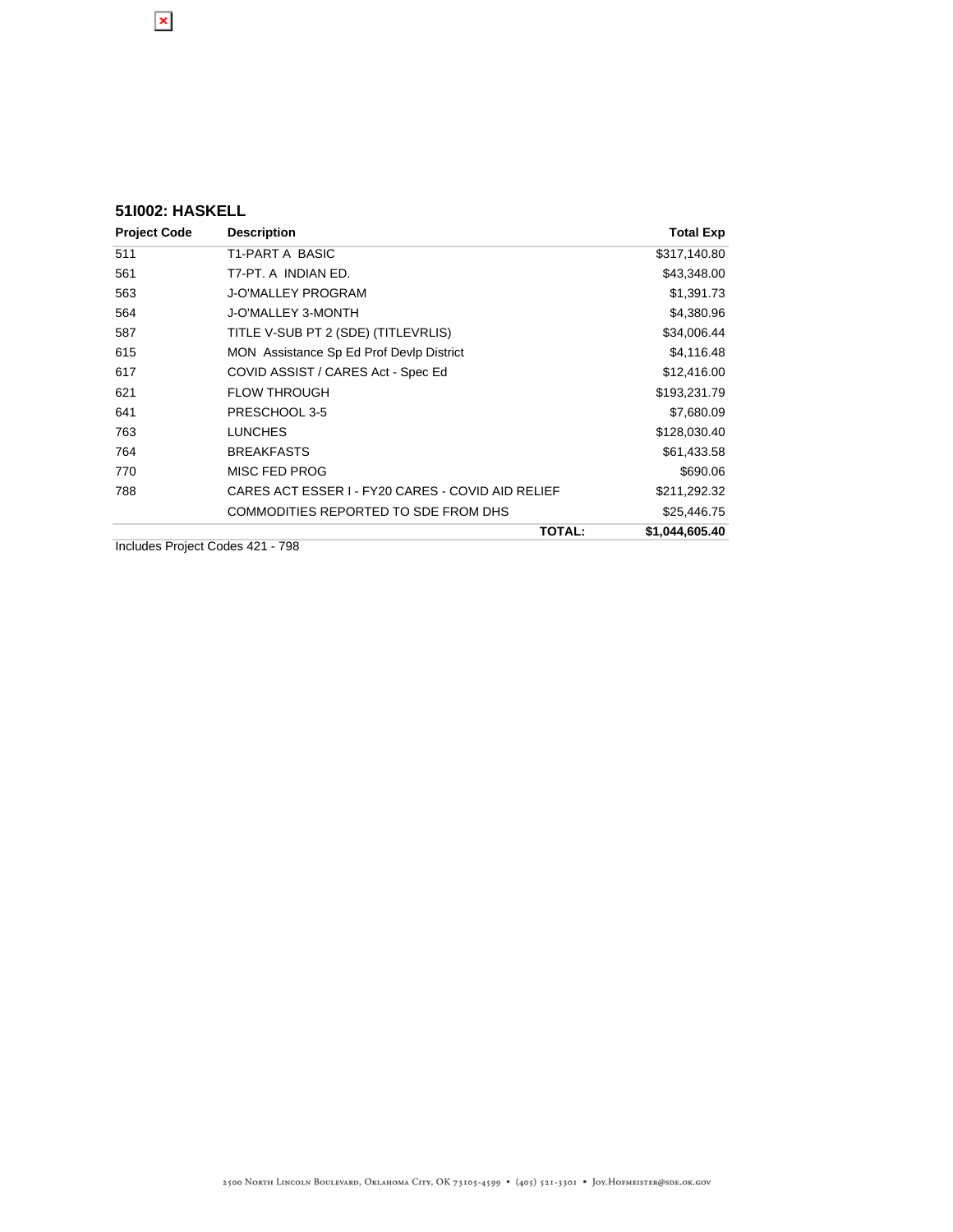## 51I002: HASKELL

| Project Code | Description | Total Exp |
|---|---|---|
| 511 | T1-PART A BASIC | $317,140.80 |
| 561 | T7-PT. A INDIAN ED. | $43,348.00 |
| 563 | J-O'MALLEY PROGRAM | $1,391.73 |
| 564 | J-O'MALLEY 3-MONTH | $4,380.96 |
| 587 | TITLE V-SUB PT 2 (SDE) (TITLEVRLIS) | $34,006.44 |
| 615 | MON Assistance Sp Ed Prof Devlp District | $4,116.48 |
| 617 | COVID ASSIST / CARES Act - Spec Ed | $12,416.00 |
| 621 | FLOW THROUGH | $193,231.79 |
| 641 | PRESCHOOL 3-5 | $7,680.09 |
| 763 | LUNCHES | $128,030.40 |
| 764 | BREAKFASTS | $61,433.58 |
| 770 | MISC FED PROG | $690.06 |
| 788 | CARES ACT ESSER I - FY20 CARES - COVID AID RELIEF | $211,292.32 |
| | COMMODITIES REPORTED TO SDE FROM DHS | $25,446.75 |
| | **TOTAL:** | **$1,044,605.40** |

Includes Project Codes 421 - 798

2500 North Lincoln Boulevard, Oklahoma City, OK 73105-4599 • (405) 521-3301 • Joy.Hofmeister@sde.ok.gov